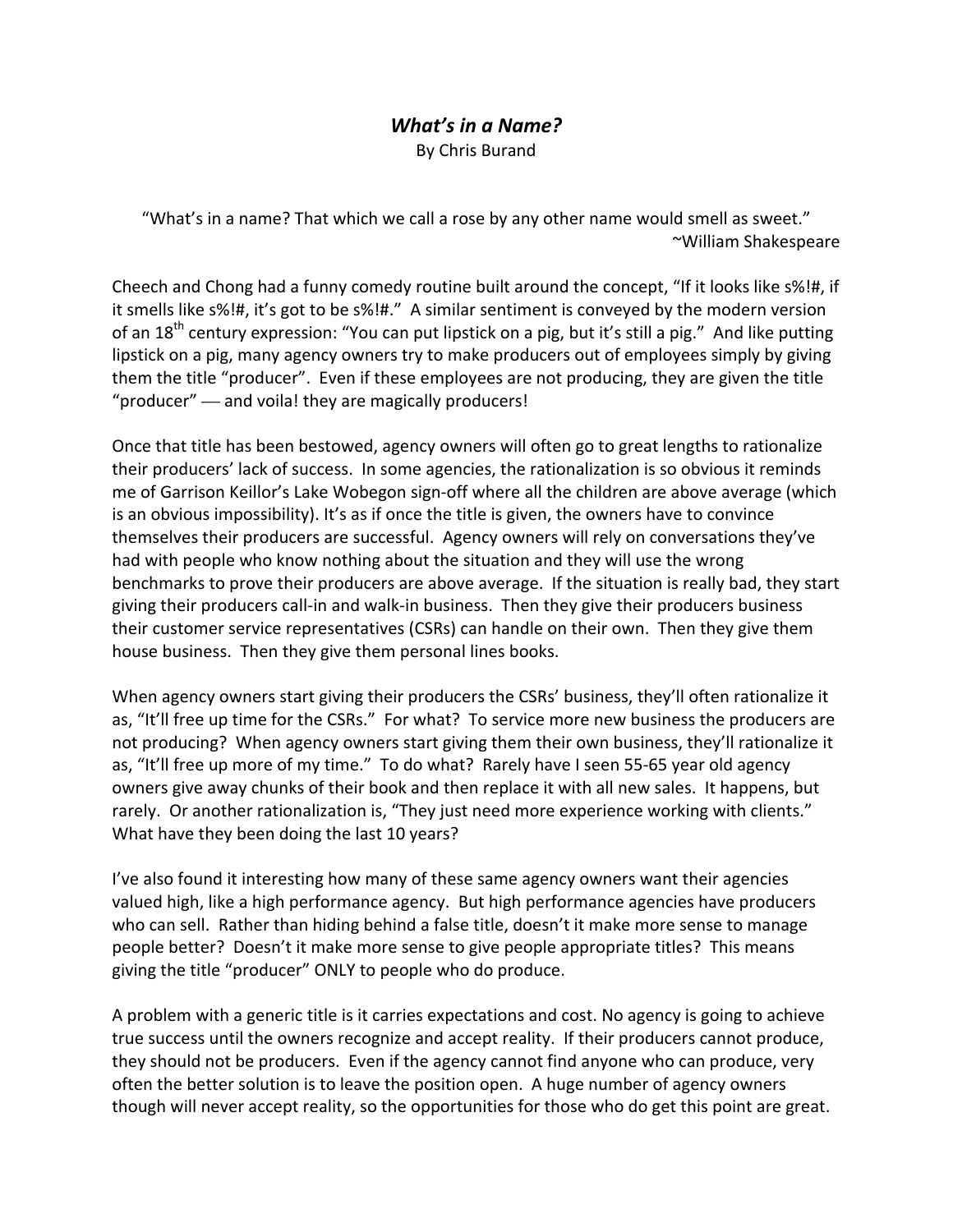# *What's in a Name?*

By Chris Burand

"What's in a name? That which we call a rose by any other name would smell as sweet."
~William Shakespeare

Cheech and Chong had a funny comedy routine built around the concept, "If it looks like s%!#, if it smells like s%!#, it's got to be s%!#." A similar sentiment is conveyed by the modern version of an 18th century expression: "You can put lipstick on a pig, but it's still a pig." And like putting lipstick on a pig, many agency owners try to make producers out of employees simply by giving them the title "producer". Even if these employees are not producing, they are given the title "producer" — and voila! they are magically producers!

Once that title has been bestowed, agency owners will often go to great lengths to rationalize their producers' lack of success. In some agencies, the rationalization is so obvious it reminds me of Garrison Keillor's Lake Wobegon sign-off where all the children are above average (which is an obvious impossibility). It's as if once the title is given, the owners have to convince themselves their producers are successful. Agency owners will rely on conversations they've had with people who know nothing about the situation and they will use the wrong benchmarks to prove their producers are above average. If the situation is really bad, they start giving their producers call-in and walk-in business. Then they give their producers business their customer service representatives (CSRs) can handle on their own. Then they give them house business. Then they give them personal lines books.

When agency owners start giving their producers the CSRs' business, they'll often rationalize it as, "It'll free up time for the CSRs." For what? To service more new business the producers are not producing? When agency owners start giving them their own business, they'll rationalize it as, "It'll free up more of my time." To do what? Rarely have I seen 55-65 year old agency owners give away chunks of their book and then replace it with all new sales. It happens, but rarely. Or another rationalization is, "They just need more experience working with clients." What have they been doing the last 10 years?

I've also found it interesting how many of these same agency owners want their agencies valued high, like a high performance agency. But high performance agencies have producers who can sell. Rather than hiding behind a false title, doesn't it make more sense to manage people better? Doesn't it make more sense to give people appropriate titles? This means giving the title "producer" ONLY to people who do produce.

A problem with a generic title is it carries expectations and cost. No agency is going to achieve true success until the owners recognize and accept reality. If their producers cannot produce, they should not be producers. Even if the agency cannot find anyone who can produce, very often the better solution is to leave the position open. A huge number of agency owners though will never accept reality, so the opportunities for those who do get this point are great.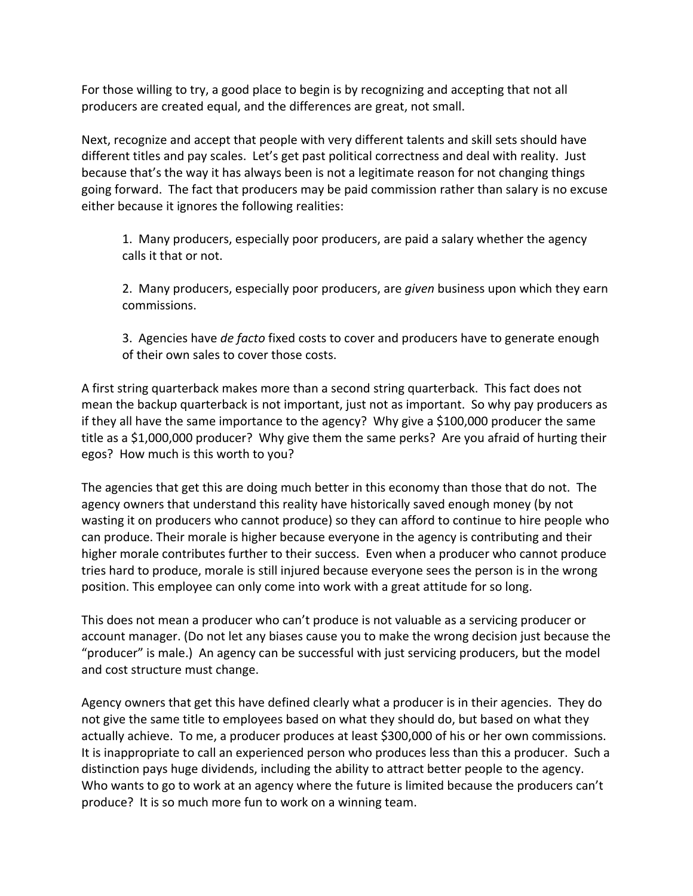For those willing to try, a good place to begin is by recognizing and accepting that not all producers are created equal, and the differences are great, not small.

Next, recognize and accept that people with very different talents and skill sets should have different titles and pay scales. Let's get past political correctness and deal with reality. Just because that's the way it has always been is not a legitimate reason for not changing things going forward. The fact that producers may be paid commission rather than salary is no excuse either because it ignores the following realities:

1. Many producers, especially poor producers, are paid a salary whether the agency calls it that or not.

2. Many producers, especially poor producers, are *given* business upon which they earn commissions.

3. Agencies have *de facto* fixed costs to cover and producers have to generate enough of their own sales to cover those costs.

A first string quarterback makes more than a second string quarterback. This fact does not mean the backup quarterback is not important, just not as important. So why pay producers as if they all have the same importance to the agency? Why give a $100,000 producer the same title as a $1,000,000 producer? Why give them the same perks? Are you afraid of hurting their egos? How much is this worth to you?

The agencies that get this are doing much better in this economy than those that do not. The agency owners that understand this reality have historically saved enough money (by not wasting it on producers who cannot produce) so they can afford to continue to hire people who can produce. Their morale is higher because everyone in the agency is contributing and their higher morale contributes further to their success. Even when a producer who cannot produce tries hard to produce, morale is still injured because everyone sees the person is in the wrong position. This employee can only come into work with a great attitude for so long.

This does not mean a producer who can't produce is not valuable as a servicing producer or account manager. (Do not let any biases cause you to make the wrong decision just because the "producer" is male.) An agency can be successful with just servicing producers, but the model and cost structure must change.

Agency owners that get this have defined clearly what a producer is in their agencies. They do not give the same title to employees based on what they should do, but based on what they actually achieve. To me, a producer produces at least $300,000 of his or her own commissions. It is inappropriate to call an experienced person who produces less than this a producer. Such a distinction pays huge dividends, including the ability to attract better people to the agency. Who wants to go to work at an agency where the future is limited because the producers can't produce? It is so much more fun to work on a winning team.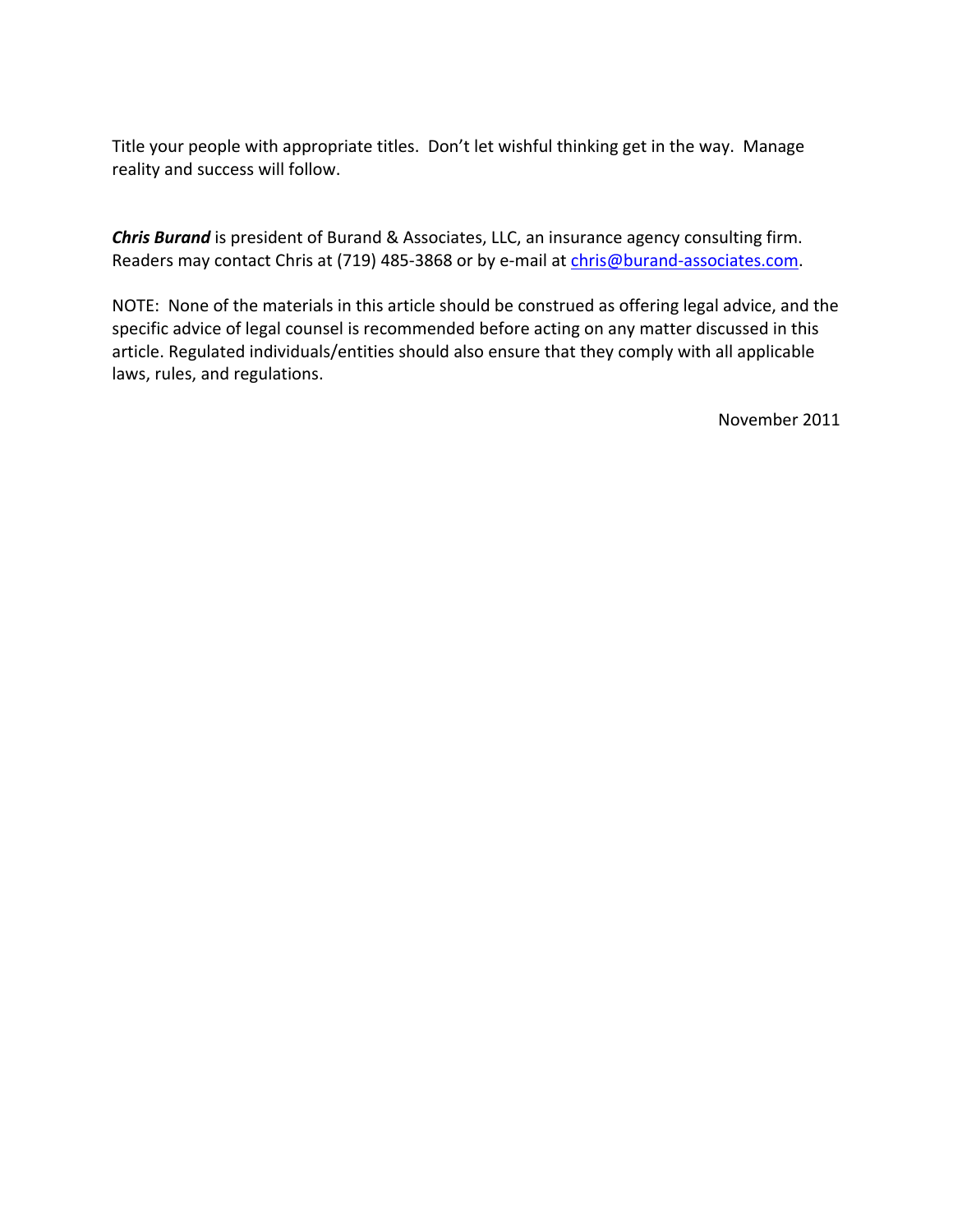Title your people with appropriate titles. Don't let wishful thinking get in the way. Manage reality and success will follow.

***Chris Burand*** is president of Burand & Associates, LLC, an insurance agency consulting firm. Readers may contact Chris at (719) 485-3868 or by e-mail at chris@burand-associates.com.

NOTE: None of the materials in this article should be construed as offering legal advice, and the specific advice of legal counsel is recommended before acting on any matter discussed in this article. Regulated individuals/entities should also ensure that they comply with all applicable laws, rules, and regulations.

November 2011